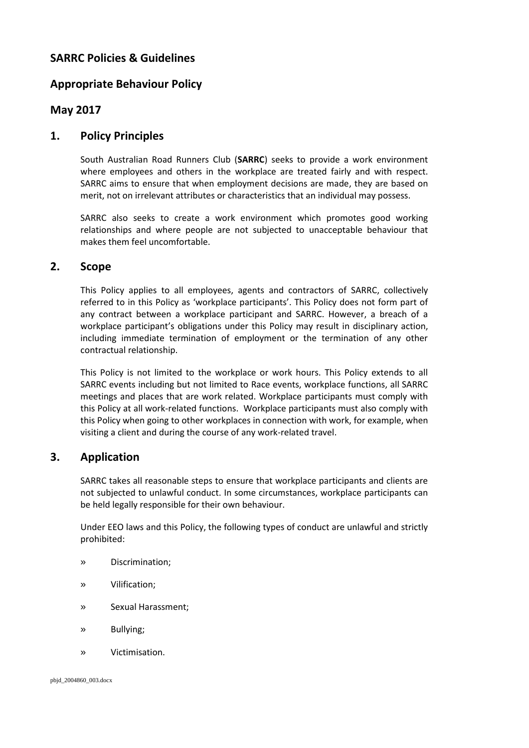## SARRC Policies & Guidelines

## Appropriate Behaviour Policy

## May 2017

## 1. Policy Principles

South Australian Road Runners Club (**SARRC**) seeks to provide a work environment where employees and others in the workplace are treated fairly and with respect. SARRC aims to ensure that when employment decisions are made, they are based on merit, not on irrelevant attributes or characteristics that an individual may possess.

SARRC also seeks to create a work environment which promotes good working relationships and where people are not subjected to unacceptable behaviour that makes them feel uncomfortable.

## 2. Scope

This Policy applies to all employees, agents and contractors of SARRC, collectively referred to in this Policy as 'workplace participants'. This Policy does not form part of any contract between a workplace participant and SARRC. However, a breach of a workplace participant's obligations under this Policy may result in disciplinary action, including immediate termination of employment or the termination of any other contractual relationship.

This Policy is not limited to the workplace or work hours. This Policy extends to all SARRC events including but not limited to Race events, workplace functions, all SARRC meetings and places that are work related. Workplace participants must comply with this Policy at all work-related functions. Workplace participants must also comply with this Policy when going to other workplaces in connection with work, for example, when visiting a client and during the course of any work-related travel.

## 3. Application

SARRC takes all reasonable steps to ensure that workplace participants and clients are not subjected to unlawful conduct. In some circumstances, workplace participants can be held legally responsible for their own behaviour.

Under EEO laws and this Policy, the following types of conduct are unlawful and strictly prohibited:

» Discrimination;

» Vilification;

» Sexual Harassment;

» Bullying;

» Victimisation.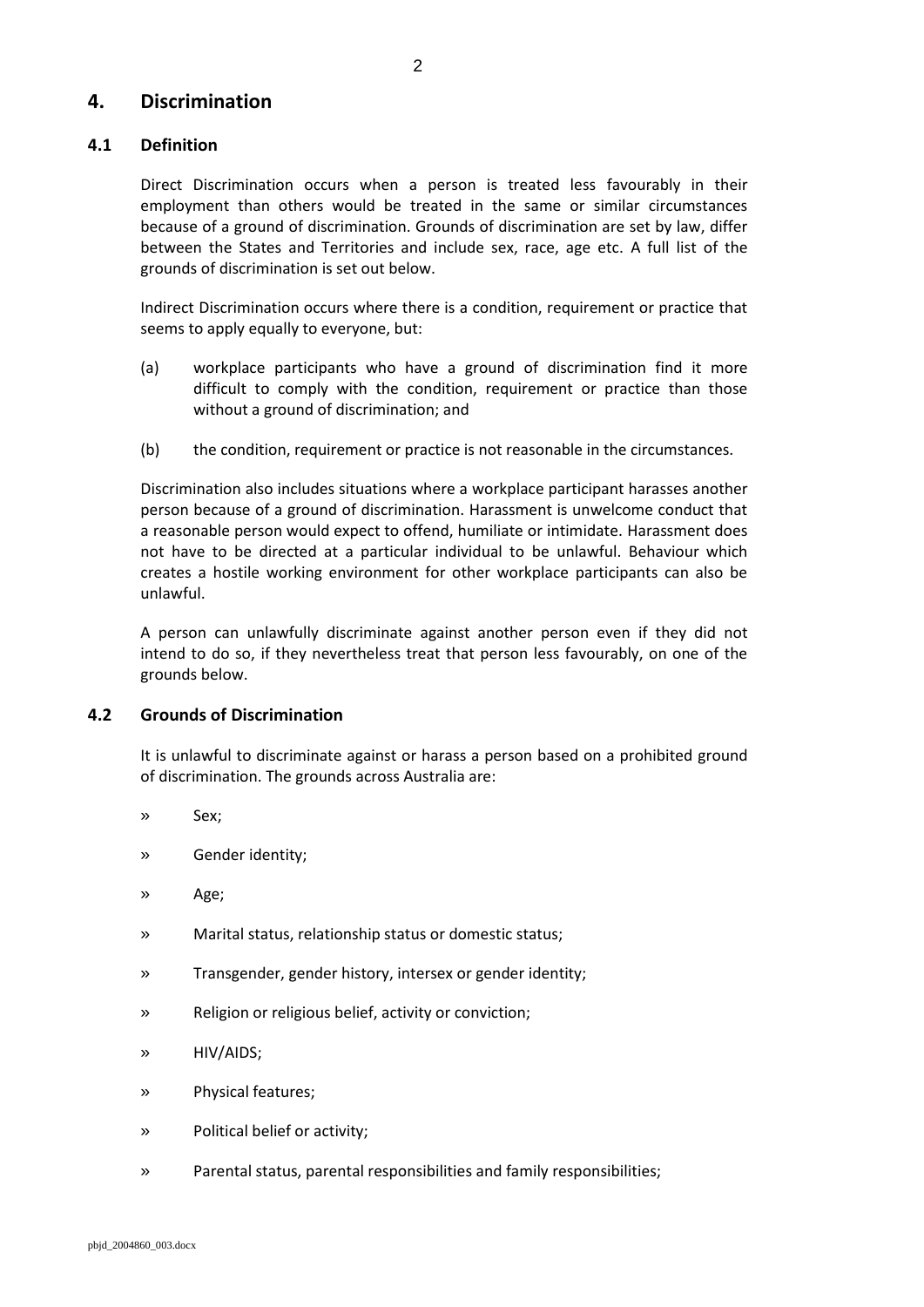## 4. Discrimination

### 4.1 Definition

Direct Discrimination occurs when a person is treated less favourably in their employment than others would be treated in the same or similar circumstances because of a ground of discrimination. Grounds of discrimination are set by law, differ between the States and Territories and include sex, race, age etc. A full list of the grounds of discrimination is set out below.

Indirect Discrimination occurs where there is a condition, requirement or practice that seems to apply equally to everyone, but:

(a) workplace participants who have a ground of discrimination find it more difficult to comply with the condition, requirement or practice than those without a ground of discrimination; and

(b) the condition, requirement or practice is not reasonable in the circumstances.

Discrimination also includes situations where a workplace participant harasses another person because of a ground of discrimination. Harassment is unwelcome conduct that a reasonable person would expect to offend, humiliate or intimidate. Harassment does not have to be directed at a particular individual to be unlawful. Behaviour which creates a hostile working environment for other workplace participants can also be unlawful.

A person can unlawfully discriminate against another person even if they did not intend to do so, if they nevertheless treat that person less favourably, on one of the grounds below.

### 4.2 Grounds of Discrimination

It is unlawful to discriminate against or harass a person based on a prohibited ground of discrimination. The grounds across Australia are:

- Sex;
- Gender identity;
- Age;
- Marital status, relationship status or domestic status;
- Transgender, gender history, intersex or gender identity;
- Religion or religious belief, activity or conviction;
- HIV/AIDS;
- Physical features;
- Political belief or activity;
- Parental status, parental responsibilities and family responsibilities;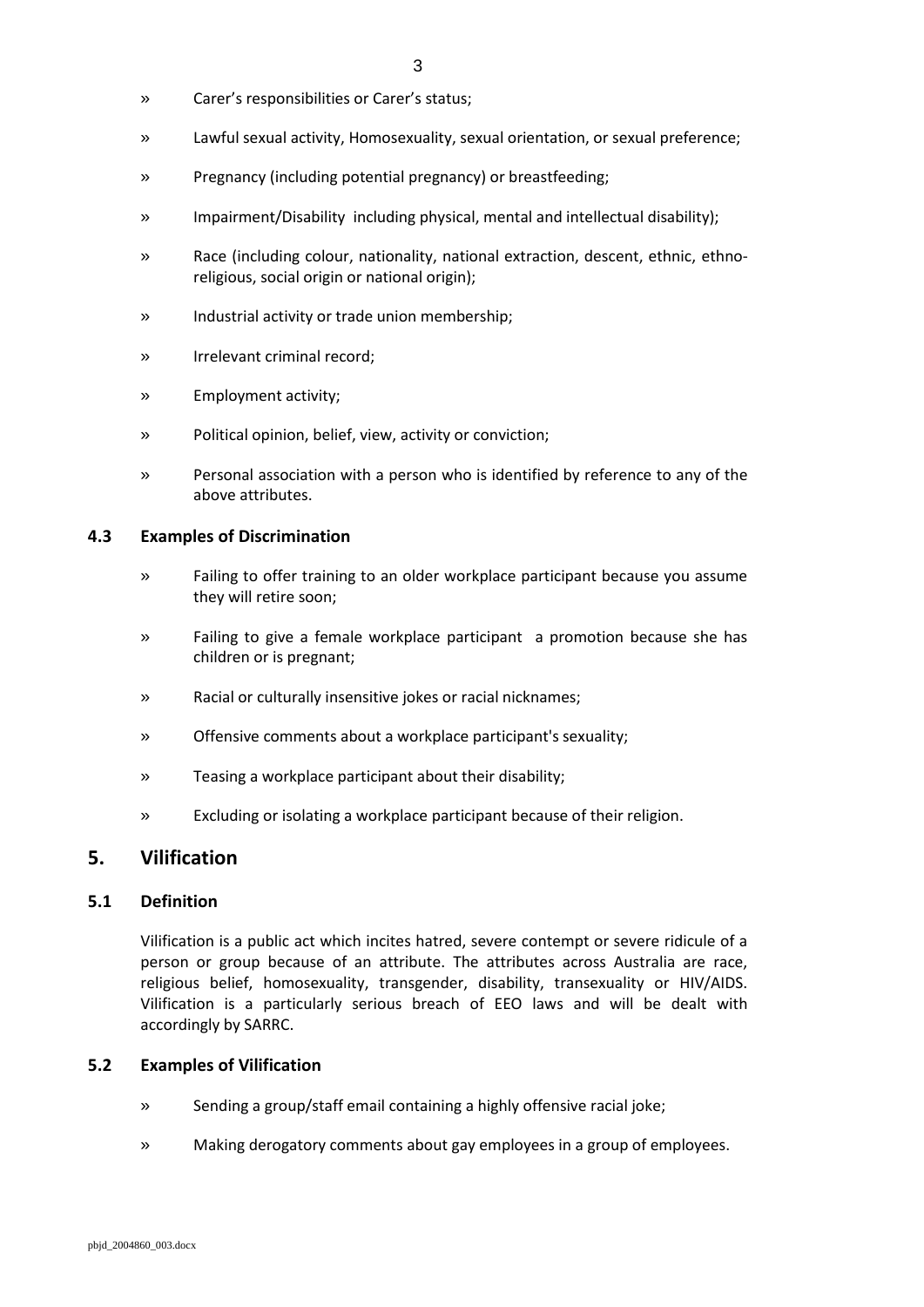- Carer's responsibilities or Carer's status;
- Lawful sexual activity, Homosexuality, sexual orientation, or sexual preference;
- Pregnancy (including potential pregnancy) or breastfeeding;
- Impairment/Disability including physical, mental and intellectual disability);
- Race (including colour, nationality, national extraction, descent, ethnic, ethno-religious, social origin or national origin);
- Industrial activity or trade union membership;
- Irrelevant criminal record;
- Employment activity;
- Political opinion, belief, view, activity or conviction;
- Personal association with a person who is identified by reference to any of the above attributes.

### 4.3 Examples of Discrimination

- Failing to offer training to an older workplace participant because you assume they will retire soon;
- Failing to give a female workplace participant a promotion because she has children or is pregnant;
- Racial or culturally insensitive jokes or racial nicknames;
- Offensive comments about a workplace participant's sexuality;
- Teasing a workplace participant about their disability;
- Excluding or isolating a workplace participant because of their religion.

## 5. Vilification

### 5.1 Definition

Vilification is a public act which incites hatred, severe contempt or severe ridicule of a person or group because of an attribute. The attributes across Australia are race, religious belief, homosexuality, transgender, disability, transexuality or HIV/AIDS. Vilification is a particularly serious breach of EEO laws and will be dealt with accordingly by SARRC.

### 5.2 Examples of Vilification

- Sending a group/staff email containing a highly offensive racial joke;
- Making derogatory comments about gay employees in a group of employees.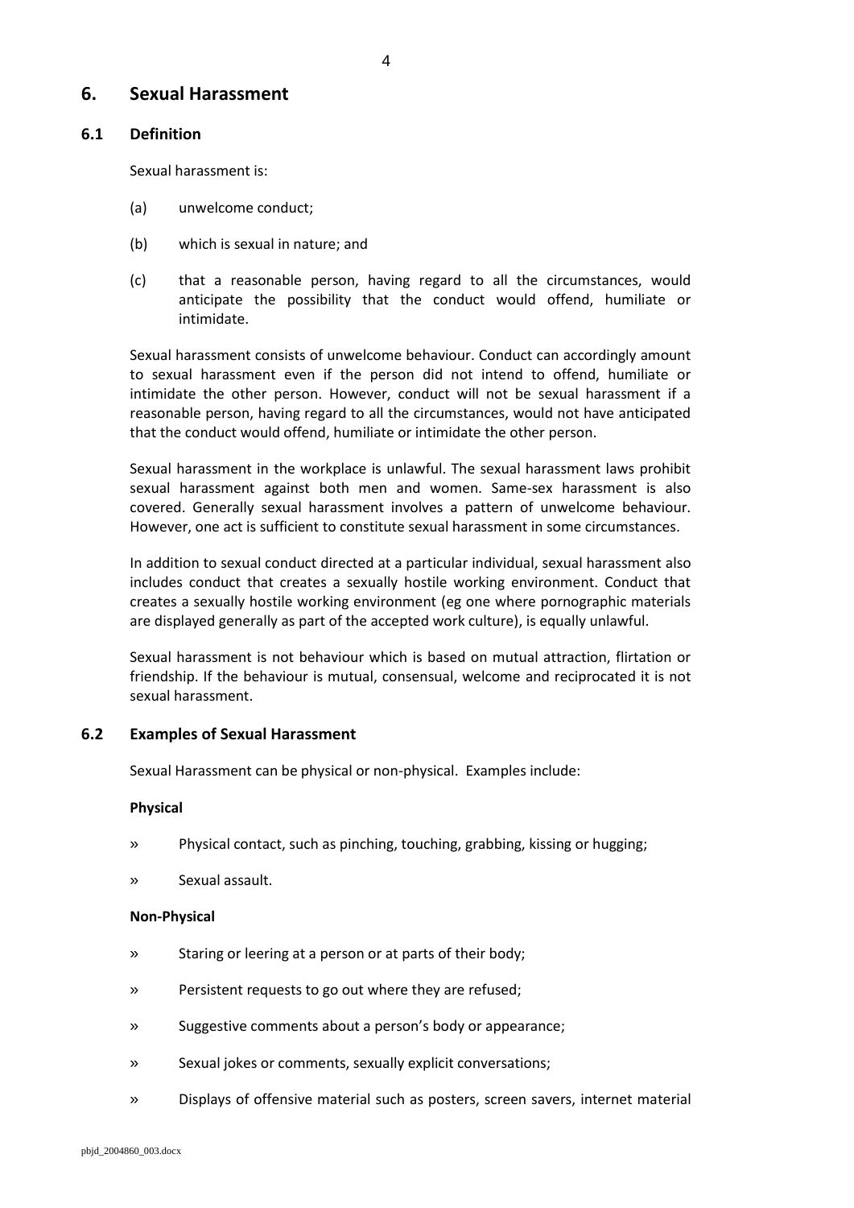## 6. Sexual Harassment

### 6.1 Definition

Sexual harassment is:

(a) unwelcome conduct;

(b) which is sexual in nature; and

(c) that a reasonable person, having regard to all the circumstances, would anticipate the possibility that the conduct would offend, humiliate or intimidate.

Sexual harassment consists of unwelcome behaviour. Conduct can accordingly amount to sexual harassment even if the person did not intend to offend, humiliate or intimidate the other person. However, conduct will not be sexual harassment if a reasonable person, having regard to all the circumstances, would not have anticipated that the conduct would offend, humiliate or intimidate the other person.

Sexual harassment in the workplace is unlawful. The sexual harassment laws prohibit sexual harassment against both men and women. Same-sex harassment is also covered. Generally sexual harassment involves a pattern of unwelcome behaviour. However, one act is sufficient to constitute sexual harassment in some circumstances.

In addition to sexual conduct directed at a particular individual, sexual harassment also includes conduct that creates a sexually hostile working environment. Conduct that creates a sexually hostile working environment (eg one where pornographic materials are displayed generally as part of the accepted work culture), is equally unlawful.

Sexual harassment is not behaviour which is based on mutual attraction, flirtation or friendship. If the behaviour is mutual, consensual, welcome and reciprocated it is not sexual harassment.

### 6.2 Examples of Sexual Harassment

Sexual Harassment can be physical or non-physical. Examples include:

**Physical**

» Physical contact, such as pinching, touching, grabbing, kissing or hugging;

» Sexual assault.

**Non-Physical**

» Staring or leering at a person or at parts of their body;

» Persistent requests to go out where they are refused;

» Suggestive comments about a person's body or appearance;

» Sexual jokes or comments, sexually explicit conversations;

» Displays of offensive material such as posters, screen savers, internet material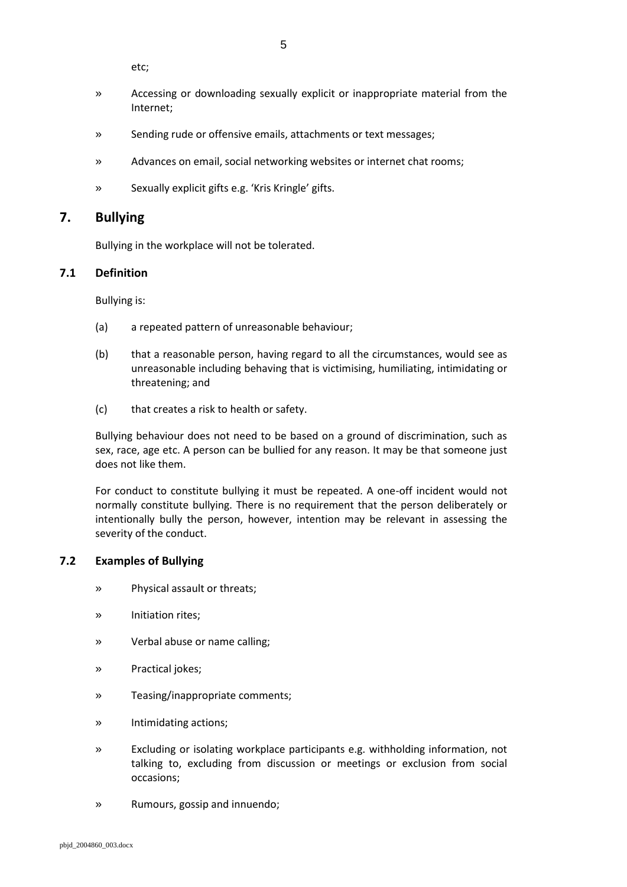etc;

- Accessing or downloading sexually explicit or inappropriate material from the Internet;
- Sending rude or offensive emails, attachments or text messages;
- Advances on email, social networking websites or internet chat rooms;
- Sexually explicit gifts e.g. 'Kris Kringle' gifts.

## 7. Bullying

Bullying in the workplace will not be tolerated.

### 7.1 Definition

Bullying is:

(a) a repeated pattern of unreasonable behaviour;

(b) that a reasonable person, having regard to all the circumstances, would see as unreasonable including behaving that is victimising, humiliating, intimidating or threatening; and

(c) that creates a risk to health or safety.

Bullying behaviour does not need to be based on a ground of discrimination, such as sex, race, age etc. A person can be bullied for any reason. It may be that someone just does not like them.

For conduct to constitute bullying it must be repeated. A one-off incident would not normally constitute bullying. There is no requirement that the person deliberately or intentionally bully the person, however, intention may be relevant in assessing the severity of the conduct.

### 7.2 Examples of Bullying

- Physical assault or threats;
- Initiation rites;
- Verbal abuse or name calling;
- Practical jokes;
- Teasing/inappropriate comments;
- Intimidating actions;
- Excluding or isolating workplace participants e.g. withholding information, not talking to, excluding from discussion or meetings or exclusion from social occasions;
- Rumours, gossip and innuendo;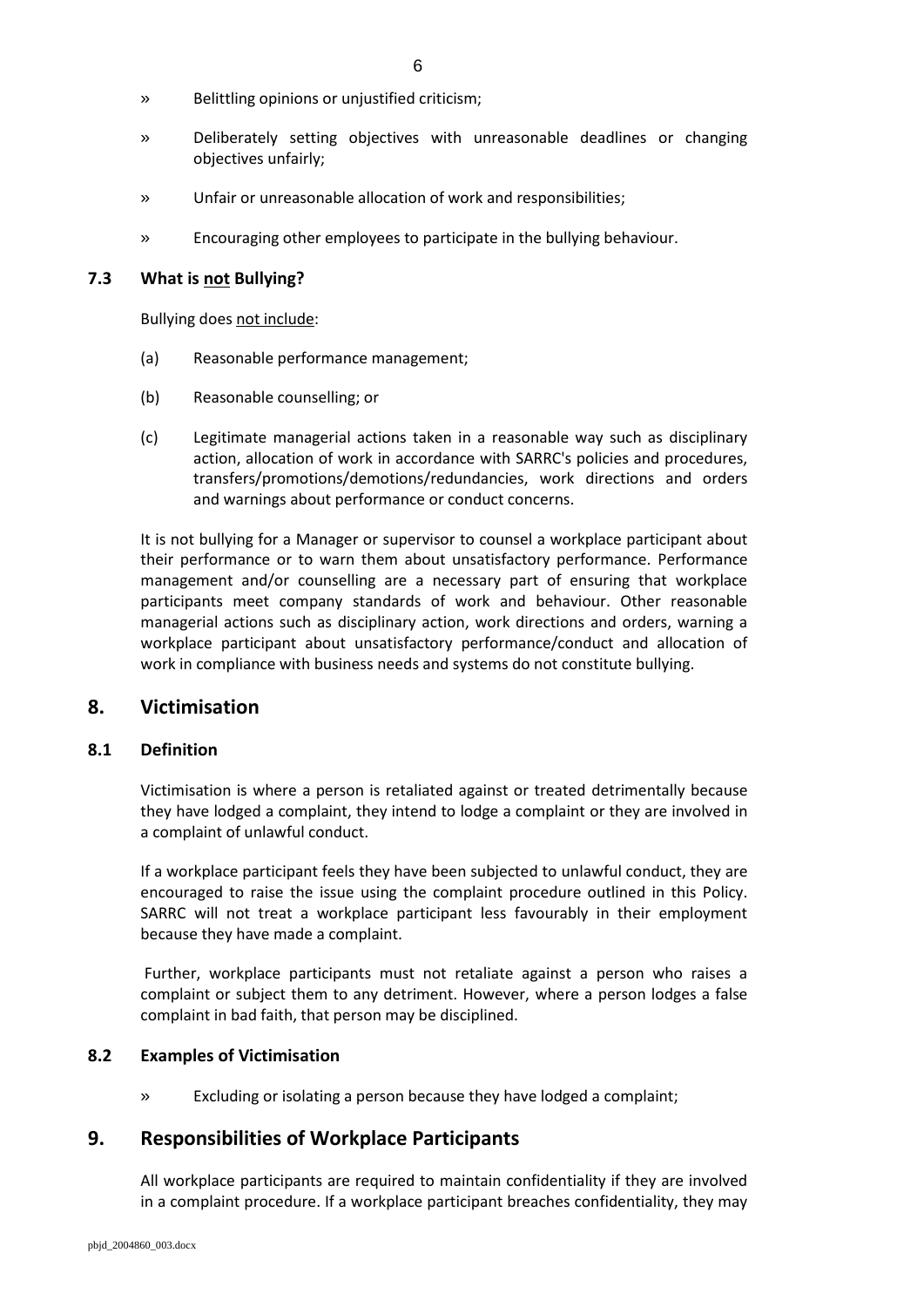- Belittling opinions or unjustified criticism;
- Deliberately setting objectives with unreasonable deadlines or changing objectives unfairly;
- Unfair or unreasonable allocation of work and responsibilities;
- Encouraging other employees to participate in the bullying behaviour.

### 7.3 What is <u>not</u> Bullying?

Bullying does <u>not include</u>:

(a) Reasonable performance management;

(b) Reasonable counselling; or

(c) Legitimate managerial actions taken in a reasonable way such as disciplinary action, allocation of work in accordance with SARRC's policies and procedures, transfers/promotions/demotions/redundancies, work directions and orders and warnings about performance or conduct concerns.

It is not bullying for a Manager or supervisor to counsel a workplace participant about their performance or to warn them about unsatisfactory performance. Performance management and/or counselling are a necessary part of ensuring that workplace participants meet company standards of work and behaviour. Other reasonable managerial actions such as disciplinary action, work directions and orders, warning a workplace participant about unsatisfactory performance/conduct and allocation of work in compliance with business needs and systems do not constitute bullying.

## 8. Victimisation

### 8.1 Definition

Victimisation is where a person is retaliated against or treated detrimentally because they have lodged a complaint, they intend to lodge a complaint or they are involved in a complaint of unlawful conduct.

If a workplace participant feels they have been subjected to unlawful conduct, they are encouraged to raise the issue using the complaint procedure outlined in this Policy. SARRC will not treat a workplace participant less favourably in their employment because they have made a complaint.

Further, workplace participants must not retaliate against a person who raises a complaint or subject them to any detriment. However, where a person lodges a false complaint in bad faith, that person may be disciplined.

### 8.2 Examples of Victimisation

- Excluding or isolating a person because they have lodged a complaint;

## 9. Responsibilities of Workplace Participants

All workplace participants are required to maintain confidentiality if they are involved in a complaint procedure. If a workplace participant breaches confidentiality, they may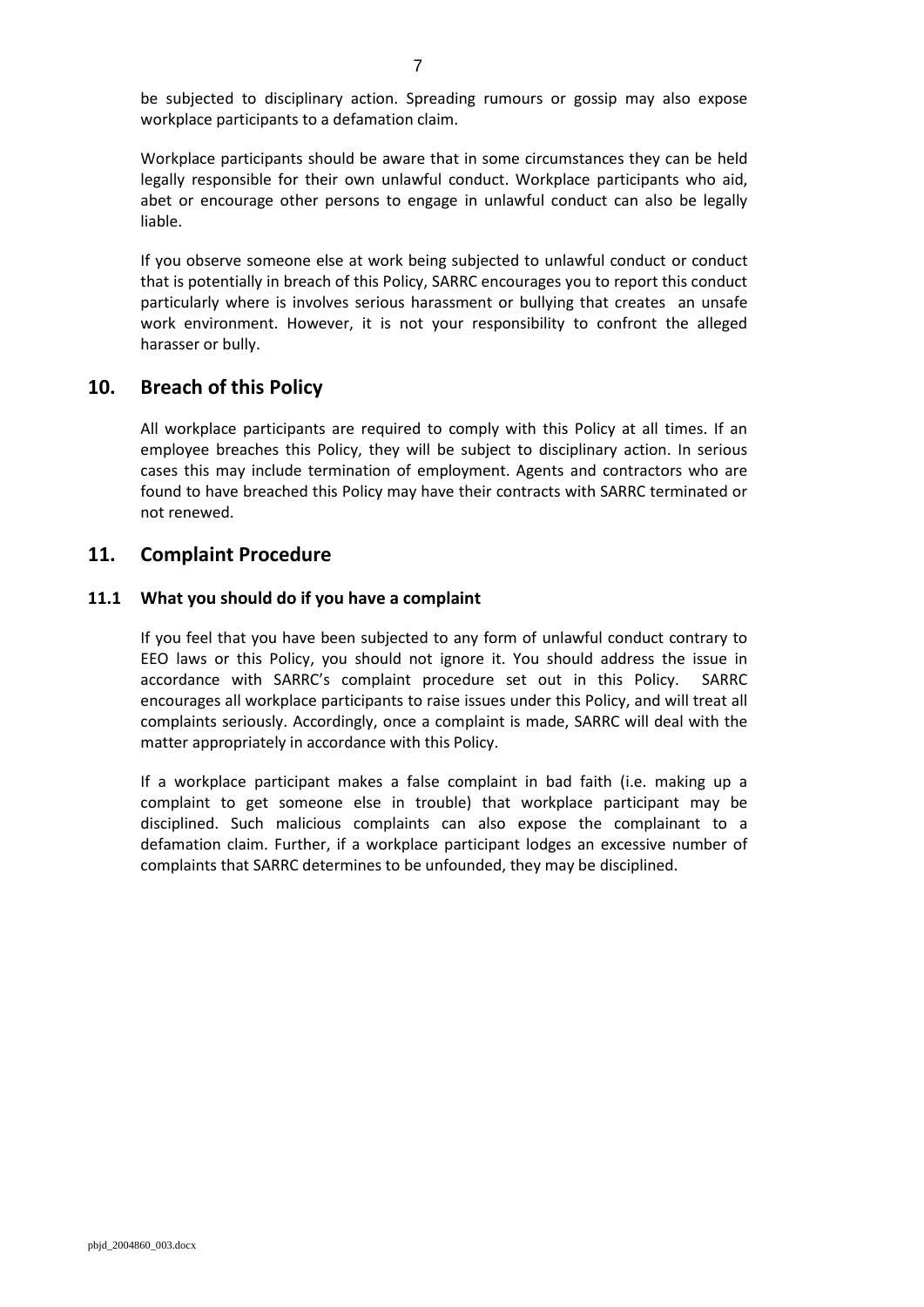be subjected to disciplinary action. Spreading rumours or gossip may also expose workplace participants to a defamation claim.

Workplace participants should be aware that in some circumstances they can be held legally responsible for their own unlawful conduct. Workplace participants who aid, abet or encourage other persons to engage in unlawful conduct can also be legally liable.

If you observe someone else at work being subjected to unlawful conduct or conduct that is potentially in breach of this Policy, SARRC encourages you to report this conduct particularly where is involves serious harassment or bullying that creates an unsafe work environment. However, it is not your responsibility to confront the alleged harasser or bully.

## 10. Breach of this Policy

All workplace participants are required to comply with this Policy at all times. If an employee breaches this Policy, they will be subject to disciplinary action. In serious cases this may include termination of employment. Agents and contractors who are found to have breached this Policy may have their contracts with SARRC terminated or not renewed.

## 11. Complaint Procedure

### 11.1 What you should do if you have a complaint

If you feel that you have been subjected to any form of unlawful conduct contrary to EEO laws or this Policy, you should not ignore it. You should address the issue in accordance with SARRC's complaint procedure set out in this Policy. SARRC encourages all workplace participants to raise issues under this Policy, and will treat all complaints seriously. Accordingly, once a complaint is made, SARRC will deal with the matter appropriately in accordance with this Policy.

If a workplace participant makes a false complaint in bad faith (i.e. making up a complaint to get someone else in trouble) that workplace participant may be disciplined. Such malicious complaints can also expose the complainant to a defamation claim. Further, if a workplace participant lodges an excessive number of complaints that SARRC determines to be unfounded, they may be disciplined.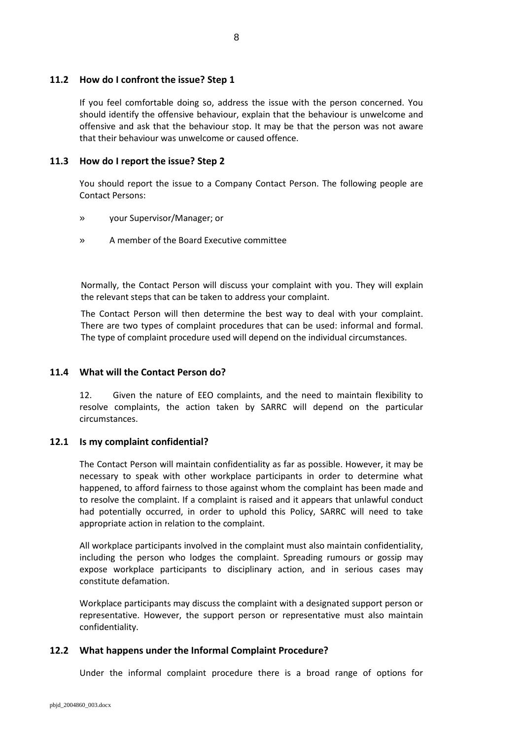### 11.2 How do I confront the issue? Step 1

If you feel comfortable doing so, address the issue with the person concerned. You should identify the offensive behaviour, explain that the behaviour is unwelcome and offensive and ask that the behaviour stop. It may be that the person was not aware that their behaviour was unwelcome or caused offence.

### 11.3 How do I report the issue? Step 2

You should report the issue to a Company Contact Person. The following people are Contact Persons:

» your Supervisor/Manager; or

» A member of the Board Executive committee

Normally, the Contact Person will discuss your complaint with you. They will explain the relevant steps that can be taken to address your complaint.

The Contact Person will then determine the best way to deal with your complaint. There are two types of complaint procedures that can be used: informal and formal. The type of complaint procedure used will depend on the individual circumstances.

### 11.4 What will the Contact Person do?

12. Given the nature of EEO complaints, and the need to maintain flexibility to resolve complaints, the action taken by SARRC will depend on the particular circumstances.

### 12.1 Is my complaint confidential?

The Contact Person will maintain confidentiality as far as possible. However, it may be necessary to speak with other workplace participants in order to determine what happened, to afford fairness to those against whom the complaint has been made and to resolve the complaint. If a complaint is raised and it appears that unlawful conduct had potentially occurred, in order to uphold this Policy, SARRC will need to take appropriate action in relation to the complaint.

All workplace participants involved in the complaint must also maintain confidentiality, including the person who lodges the complaint. Spreading rumours or gossip may expose workplace participants to disciplinary action, and in serious cases may constitute defamation.

Workplace participants may discuss the complaint with a designated support person or representative. However, the support person or representative must also maintain confidentiality.

### 12.2 What happens under the Informal Complaint Procedure?

Under the informal complaint procedure there is a broad range of options for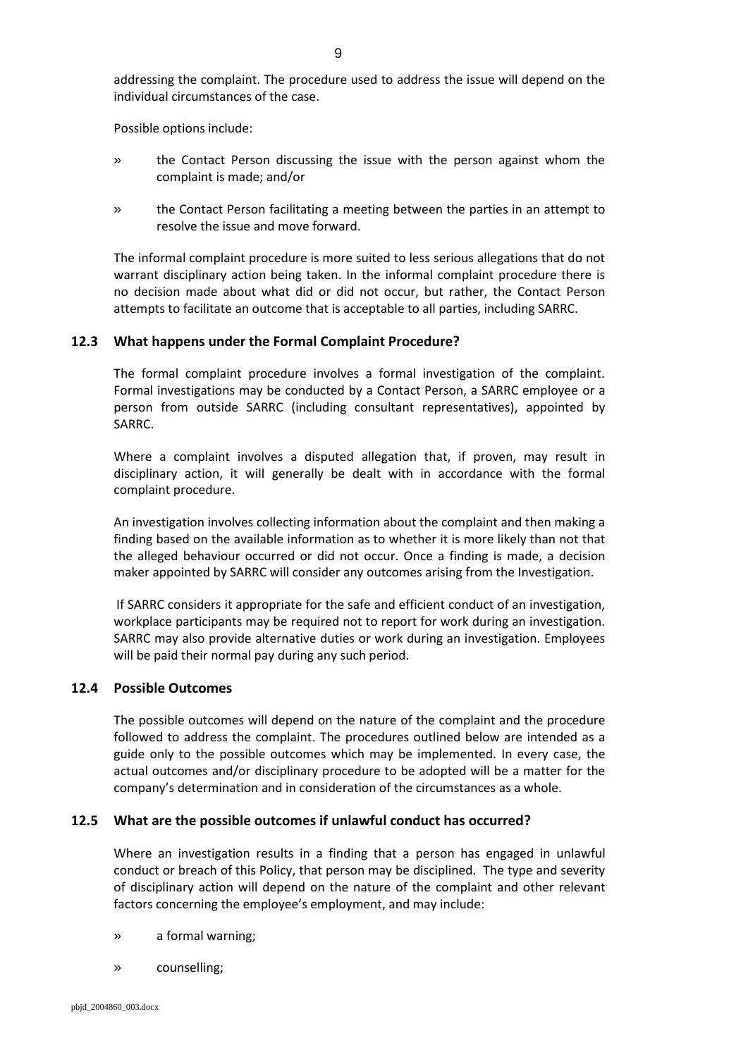addressing the complaint. The procedure used to address the issue will depend on the individual circumstances of the case.

Possible options include:

- the Contact Person discussing the issue with the person against whom the complaint is made; and/or
- the Contact Person facilitating a meeting between the parties in an attempt to resolve the issue and move forward.

The informal complaint procedure is more suited to less serious allegations that do not warrant disciplinary action being taken. In the informal complaint procedure there is no decision made about what did or did not occur, but rather, the Contact Person attempts to facilitate an outcome that is acceptable to all parties, including SARRC.

### 12.3 What happens under the Formal Complaint Procedure?

The formal complaint procedure involves a formal investigation of the complaint. Formal investigations may be conducted by a Contact Person, a SARRC employee or a person from outside SARRC (including consultant representatives), appointed by SARRC.

Where a complaint involves a disputed allegation that, if proven, may result in disciplinary action, it will generally be dealt with in accordance with the formal complaint procedure.

An investigation involves collecting information about the complaint and then making a finding based on the available information as to whether it is more likely than not that the alleged behaviour occurred or did not occur. Once a finding is made, a decision maker appointed by SARRC will consider any outcomes arising from the Investigation.

If SARRC considers it appropriate for the safe and efficient conduct of an investigation, workplace participants may be required not to report for work during an investigation. SARRC may also provide alternative duties or work during an investigation. Employees will be paid their normal pay during any such period.

### 12.4 Possible Outcomes

The possible outcomes will depend on the nature of the complaint and the procedure followed to address the complaint. The procedures outlined below are intended as a guide only to the possible outcomes which may be implemented. In every case, the actual outcomes and/or disciplinary procedure to be adopted will be a matter for the company's determination and in consideration of the circumstances as a whole.

### 12.5 What are the possible outcomes if unlawful conduct has occurred?

Where an investigation results in a finding that a person has engaged in unlawful conduct or breach of this Policy, that person may be disciplined. The type and severity of disciplinary action will depend on the nature of the complaint and other relevant factors concerning the employee's employment, and may include:

- a formal warning;
- counselling;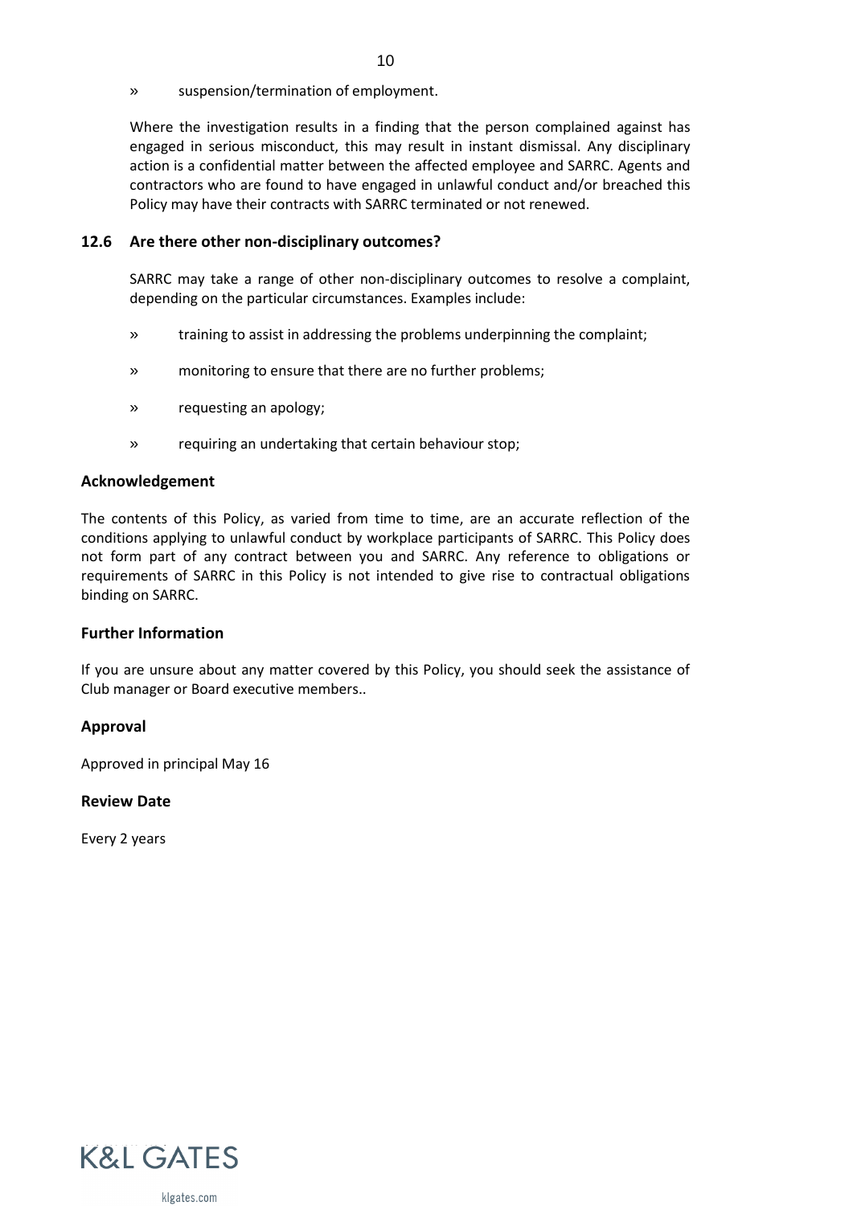» suspension/termination of employment.

Where the investigation results in a finding that the person complained against has engaged in serious misconduct, this may result in instant dismissal. Any disciplinary action is a confidential matter between the affected employee and SARRC. Agents and contractors who are found to have engaged in unlawful conduct and/or breached this Policy may have their contracts with SARRC terminated or not renewed.

### 12.6 Are there other non-disciplinary outcomes?

SARRC may take a range of other non-disciplinary outcomes to resolve a complaint, depending on the particular circumstances. Examples include:

» training to assist in addressing the problems underpinning the complaint;

» monitoring to ensure that there are no further problems;

» requesting an apology;

» requiring an undertaking that certain behaviour stop;

### Acknowledgement

The contents of this Policy, as varied from time to time, are an accurate reflection of the conditions applying to unlawful conduct by workplace participants of SARRC. This Policy does not form part of any contract between you and SARRC. Any reference to obligations or requirements of SARRC in this Policy is not intended to give rise to contractual obligations binding on SARRC.

### Further Information

If you are unsure about any matter covered by this Policy, you should seek the assistance of Club manager or Board executive members..

### Approval

Approved in principal May 16

### Review Date

Every 2 years